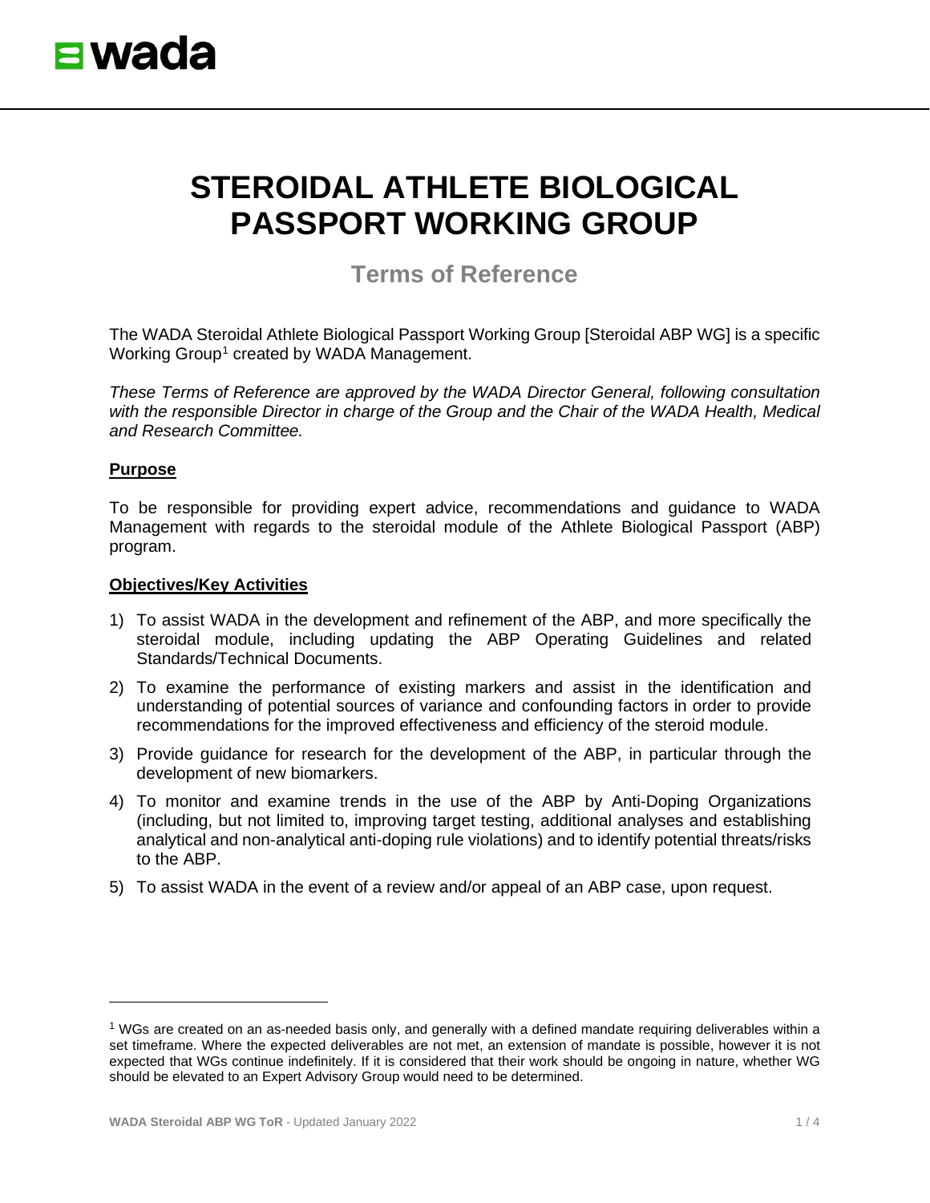# STEROIDAL ATHLETE BIOLOGICAL PASSPORT WORKING GROUP

## Terms of Reference

The WADA Steroidal Athlete Biological Passport Working Group [Steroidal ABP WG] is a specific Working Group[1] created by WADA Management.

*These Terms of Reference are approved by the WADA Director General, following consultation with the responsible Director in charge of the Group and the Chair of the WADA Health, Medical and Research Committee.*

### Purpose

To be responsible for providing expert advice, recommendations and guidance to WADA Management with regards to the steroidal module of the Athlete Biological Passport (ABP) program.

### Objectives/Key Activities

1) To assist WADA in the development and refinement of the ABP, and more specifically the steroidal module, including updating the ABP Operating Guidelines and related Standards/Technical Documents.
2) To examine the performance of existing markers and assist in the identification and understanding of potential sources of variance and confounding factors in order to provide recommendations for the improved effectiveness and efficiency of the steroid module.
3) Provide guidance for research for the development of the ABP, in particular through the development of new biomarkers.
4) To monitor and examine trends in the use of the ABP by Anti-Doping Organizations (including, but not limited to, improving target testing, additional analyses and establishing analytical and non-analytical anti-doping rule violations) and to identify potential threats/risks to the ABP.
5) To assist WADA in the event of a review and/or appeal of an ABP case, upon request.

---

[1] WGs are created on an as-needed basis only, and generally with a defined mandate requiring deliverables within a set timeframe. Where the expected deliverables are not met, an extension of mandate is possible, however it is not expected that WGs continue indefinitely. If it is considered that their work should be ongoing in nature, whether WG should be elevated to an Expert Advisory Group would need to be determined.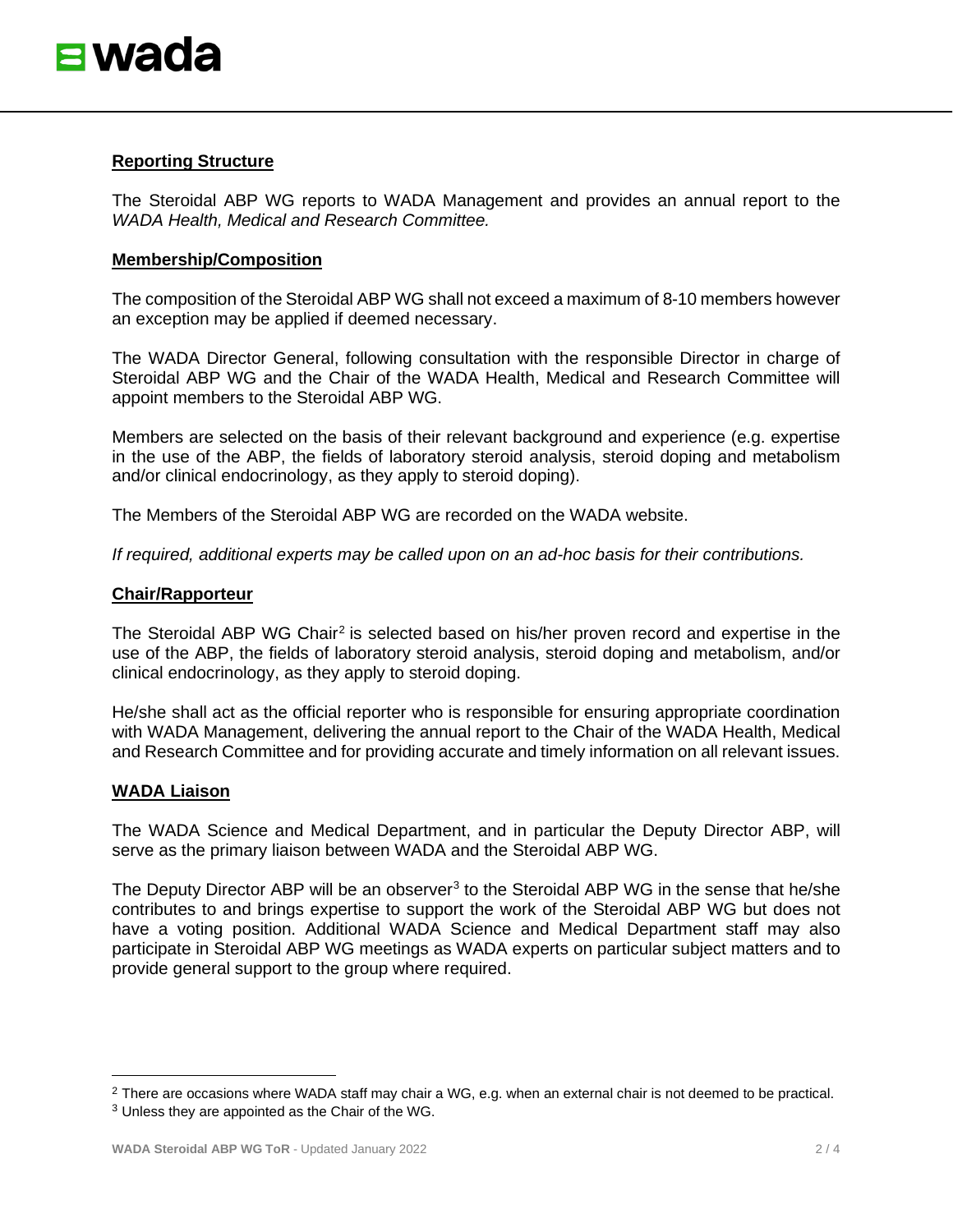## **Reporting Structure**

The Steroidal ABP WG reports to WADA Management and provides an annual report to the *WADA Health, Medical and Research Committee.*

## **Membership/Composition**

The composition of the Steroidal ABP WG shall not exceed a maximum of 8-10 members however an exception may be applied if deemed necessary.

The WADA Director General, following consultation with the responsible Director in charge of Steroidal ABP WG and the Chair of the WADA Health, Medical and Research Committee will appoint members to the Steroidal ABP WG.

Members are selected on the basis of their relevant background and experience (e.g. expertise in the use of the ABP, the fields of laboratory steroid analysis, steroid doping and metabolism and/or clinical endocrinology, as they apply to steroid doping).

The Members of the Steroidal ABP WG are recorded on the WADA website.

*If required, additional experts may be called upon on an ad-hoc basis for their contributions.*

## **Chair/Rapporteur**

The Steroidal ABP WG Chair[2] is selected based on his/her proven record and expertise in the use of the ABP, the fields of laboratory steroid analysis, steroid doping and metabolism, and/or clinical endocrinology, as they apply to steroid doping.

He/she shall act as the official reporter who is responsible for ensuring appropriate coordination with WADA Management, delivering the annual report to the Chair of the WADA Health, Medical and Research Committee and for providing accurate and timely information on all relevant issues.

## **WADA Liaison**

The WADA Science and Medical Department, and in particular the Deputy Director ABP, will serve as the primary liaison between WADA and the Steroidal ABP WG.

The Deputy Director ABP will be an observer[3] to the Steroidal ABP WG in the sense that he/she contributes to and brings expertise to support the work of the Steroidal ABP WG but does not have a voting position. Additional WADA Science and Medical Department staff may also participate in Steroidal ABP WG meetings as WADA experts on particular subject matters and to provide general support to the group where required.

---

[2] There are occasions where WADA staff may chair a WG, e.g. when an external chair is not deemed to be practical.

[3] Unless they are appointed as the Chair of the WG.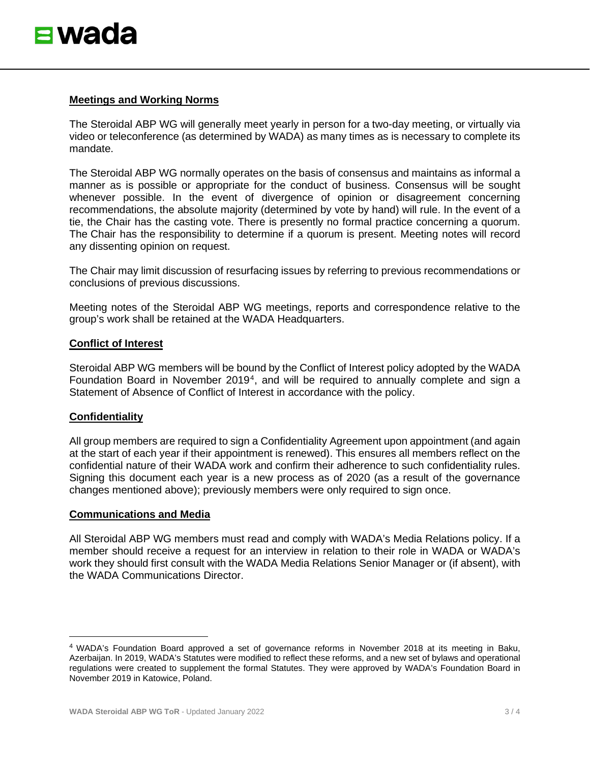## Meetings and Working Norms

The Steroidal ABP WG will generally meet yearly in person for a two-day meeting, or virtually via video or teleconference (as determined by WADA) as many times as is necessary to complete its mandate.

The Steroidal ABP WG normally operates on the basis of consensus and maintains as informal a manner as is possible or appropriate for the conduct of business. Consensus will be sought whenever possible. In the event of divergence of opinion or disagreement concerning recommendations, the absolute majority (determined by vote by hand) will rule. In the event of a tie, the Chair has the casting vote. There is presently no formal practice concerning a quorum. The Chair has the responsibility to determine if a quorum is present. Meeting notes will record any dissenting opinion on request.

The Chair may limit discussion of resurfacing issues by referring to previous recommendations or conclusions of previous discussions.

Meeting notes of the Steroidal ABP WG meetings, reports and correspondence relative to the group's work shall be retained at the WADA Headquarters.

## Conflict of Interest

Steroidal ABP WG members will be bound by the Conflict of Interest policy adopted by the WADA Foundation Board in November 2019[4], and will be required to annually complete and sign a Statement of Absence of Conflict of Interest in accordance with the policy.

## Confidentiality

All group members are required to sign a Confidentiality Agreement upon appointment (and again at the start of each year if their appointment is renewed). This ensures all members reflect on the confidential nature of their WADA work and confirm their adherence to such confidentiality rules. Signing this document each year is a new process as of 2020 (as a result of the governance changes mentioned above); previously members were only required to sign once.

## Communications and Media

All Steroidal ABP WG members must read and comply with WADA's Media Relations policy. If a member should receive a request for an interview in relation to their role in WADA or WADA's work they should first consult with the WADA Media Relations Senior Manager or (if absent), with the WADA Communications Director.

---

[4] WADA's Foundation Board approved a set of governance reforms in November 2018 at its meeting in Baku, Azerbaijan. In 2019, WADA's Statutes were modified to reflect these reforms, and a new set of bylaws and operational regulations were created to supplement the formal Statutes. They were approved by WADA's Foundation Board in November 2019 in Katowice, Poland.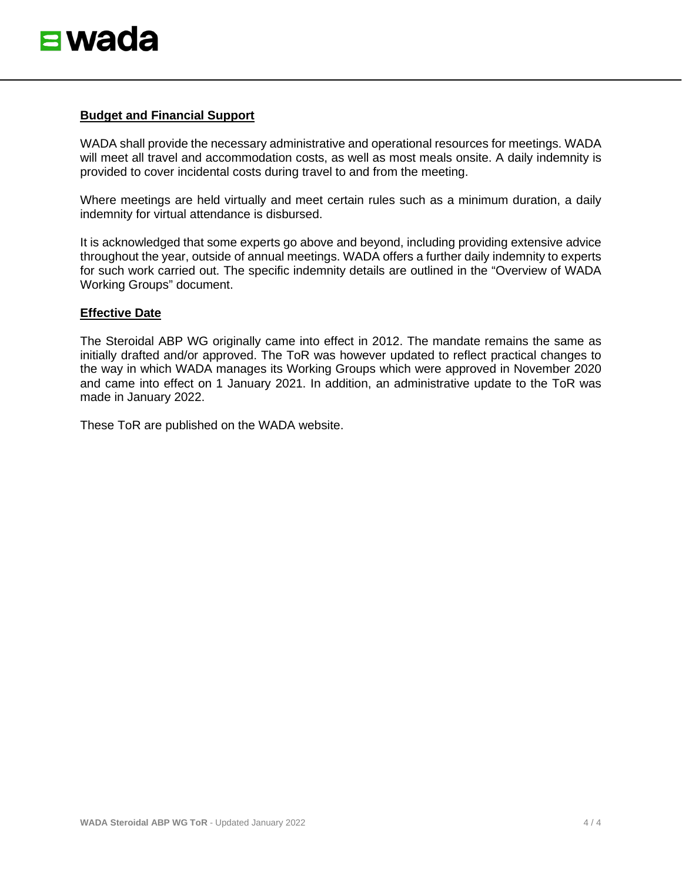**Budget and Financial Support**

WADA shall provide the necessary administrative and operational resources for meetings. WADA will meet all travel and accommodation costs, as well as most meals onsite. A daily indemnity is provided to cover incidental costs during travel to and from the meeting.

Where meetings are held virtually and meet certain rules such as a minimum duration, a daily indemnity for virtual attendance is disbursed.

It is acknowledged that some experts go above and beyond, including providing extensive advice throughout the year, outside of annual meetings. WADA offers a further daily indemnity to experts for such work carried out. The specific indemnity details are outlined in the "Overview of WADA Working Groups" document.

**Effective Date**

The Steroidal ABP WG originally came into effect in 2012. The mandate remains the same as initially drafted and/or approved. The ToR was however updated to reflect practical changes to the way in which WADA manages its Working Groups which were approved in November 2020 and came into effect on 1 January 2021. In addition, an administrative update to the ToR was made in January 2022.

These ToR are published on the WADA website.